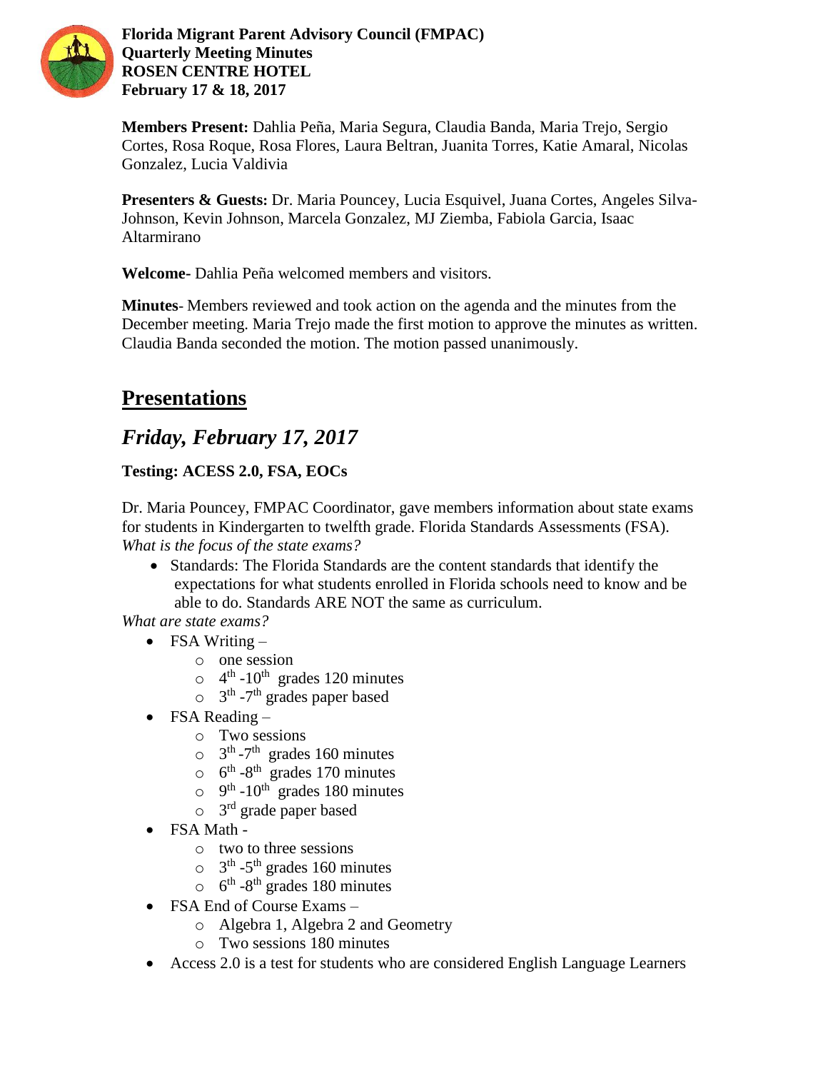**Florida Migrant Parent Advisory Council (FMPAC)**
**Quarterly Meeting Minutes**
**ROSEN CENTRE HOTEL**
**February 17 & 18, 2017**

**Members Present:** Dahlia Peña, Maria Segura, Claudia Banda, Maria Trejo, Sergio Cortes, Rosa Roque, Rosa Flores, Laura Beltran, Juanita Torres, Katie Amaral, Nicolas Gonzalez, Lucia Valdivia

**Presenters & Guests:** Dr. Maria Pouncey, Lucia Esquivel, Juana Cortes, Angeles Silva-Johnson, Kevin Johnson, Marcela Gonzalez, MJ Ziemba, Fabiola Garcia, Isaac Altarmirano

**Welcome**- Dahlia Peña welcomed members and visitors.

**Minutes**- Members reviewed and took action on the agenda and the minutes from the December meeting. Maria Trejo made the first motion to approve the minutes as written. Claudia Banda seconded the motion. The motion passed unanimously.

# Presentations

## *Friday, February 17, 2017*

### Testing: ACESS 2.0, FSA, EOCs

Dr. Maria Pouncey, FMPAC Coordinator, gave members information about state exams for students in Kindergarten to twelfth grade. Florida Standards Assessments (FSA).
*What is the focus of the state exams?*

- Standards: The Florida Standards are the content standards that identify the expectations for what students enrolled in Florida schools need to know and be able to do. Standards ARE NOT the same as curriculum.

*What are state exams?*

- FSA Writing –
  - one session
  - 4th -10th grades 120 minutes
  - 3th -7th grades paper based
- FSA Reading –
  - Two sessions
  - 3th -7th grades 160 minutes
  - 6th -8th grades 170 minutes
  - 9th -10th grades 180 minutes
  - 3rd grade paper based
- FSA Math -
  - two to three sessions
  - 3th -5th grades 160 minutes
  - 6th -8th grades 180 minutes
- FSA End of Course Exams –
  - Algebra 1, Algebra 2 and Geometry
  - Two sessions 180 minutes
- Access 2.0 is a test for students who are considered English Language Learners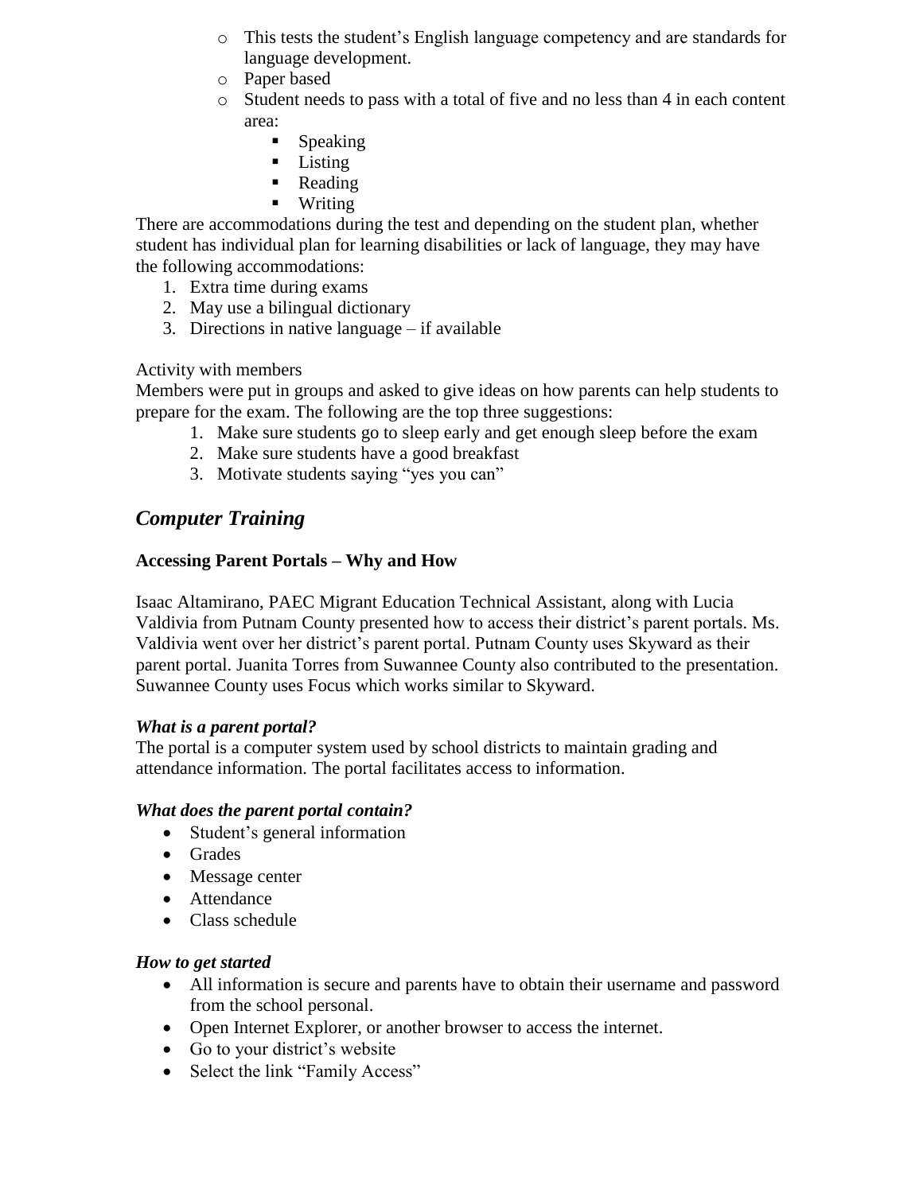- This tests the student's English language competency and are standards for language development.
  - Paper based
  - Student needs to pass with a total of five and no less than 4 in each content area:
    - Speaking
    - Listing
    - Reading
    - Writing

There are accommodations during the test and depending on the student plan, whether student has individual plan for learning disabilities or lack of language, they may have the following accommodations:

1. Extra time during exams
2. May use a bilingual dictionary
3. Directions in native language – if available

Activity with members

Members were put in groups and asked to give ideas on how parents can help students to prepare for the exam. The following are the top three suggestions:

1. Make sure students go to sleep early and get enough sleep before the exam
2. Make sure students have a good breakfast
3. Motivate students saying "yes you can"

## *Computer Training*

**Accessing Parent Portals – Why and How**

Isaac Altamirano, PAEC Migrant Education Technical Assistant, along with Lucia Valdivia from Putnam County presented how to access their district's parent portals. Ms. Valdivia went over her district's parent portal. Putnam County uses Skyward as their parent portal. Juanita Torres from Suwannee County also contributed to the presentation. Suwannee County uses Focus which works similar to Skyward.

***What is a parent portal?***

The portal is a computer system used by school districts to maintain grading and attendance information. The portal facilitates access to information.

***What does the parent portal contain?***

- Student's general information
- Grades
- Message center
- Attendance
- Class schedule

***How to get started***

- All information is secure and parents have to obtain their username and password from the school personal.
- Open Internet Explorer, or another browser to access the internet.
- Go to your district's website
- Select the link "Family Access"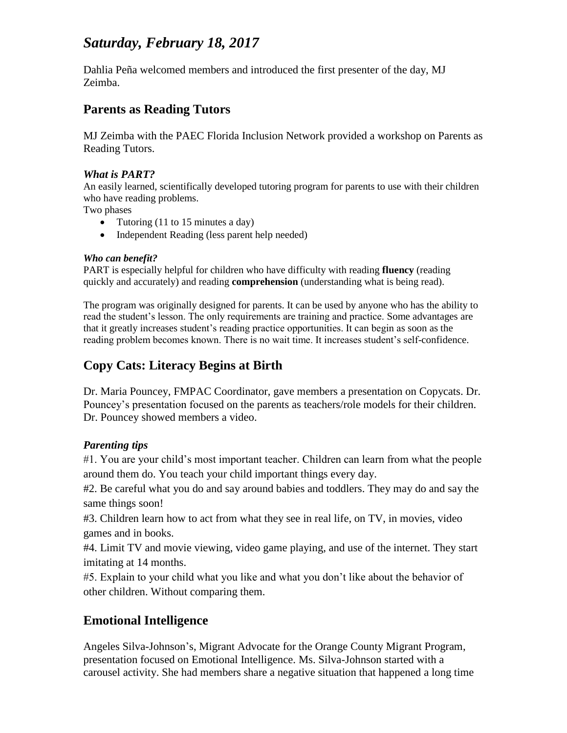# *Saturday, February 18, 2017*

Dahlia Peña welcomed members and introduced the first presenter of the day, MJ Zeimba.

## Parents as Reading Tutors

MJ Zeimba with the PAEC Florida Inclusion Network provided a workshop on Parents as Reading Tutors.

### *What is PART?*

An easily learned, scientifically developed tutoring program for parents to use with their children who have reading problems.

Two phases

- Tutoring (11 to 15 minutes a day)
- Independent Reading (less parent help needed)

#### *Who can benefit?*

PART is especially helpful for children who have difficulty with reading **fluency** (reading quickly and accurately) and reading **comprehension** (understanding what is being read).

The program was originally designed for parents. It can be used by anyone who has the ability to read the student's lesson. The only requirements are training and practice. Some advantages are that it greatly increases student's reading practice opportunities. It can begin as soon as the reading problem becomes known. There is no wait time. It increases student's self-confidence.

## Copy Cats: Literacy Begins at Birth

Dr. Maria Pouncey, FMPAC Coordinator, gave members a presentation on Copycats. Dr. Pouncey's presentation focused on the parents as teachers/role models for their children. Dr. Pouncey showed members a video.

### *Parenting tips*

#1. You are your child's most important teacher. Children can learn from what the people around them do. You teach your child important things every day.

#2. Be careful what you do and say around babies and toddlers. They may do and say the same things soon!

#3. Children learn how to act from what they see in real life, on TV, in movies, video games and in books.

#4. Limit TV and movie viewing, video game playing, and use of the internet. They start imitating at 14 months.

#5. Explain to your child what you like and what you don't like about the behavior of other children. Without comparing them.

## Emotional Intelligence

Angeles Silva-Johnson's, Migrant Advocate for the Orange County Migrant Program, presentation focused on Emotional Intelligence. Ms. Silva-Johnson started with a carousel activity. She had members share a negative situation that happened a long time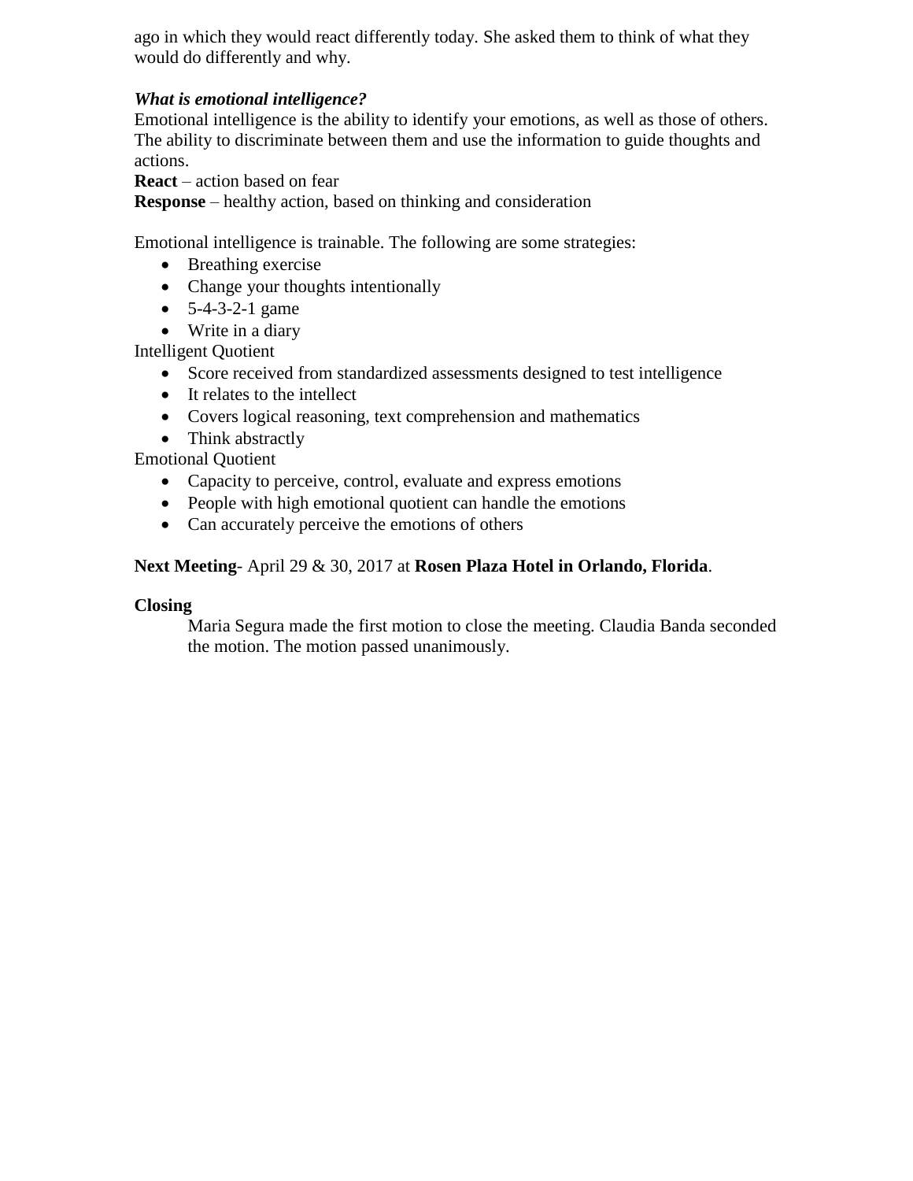ago in which they would react differently today. She asked them to think of what they would do differently and why.

***What is emotional intelligence?***

Emotional intelligence is the ability to identify your emotions, as well as those of others. The ability to discriminate between them and use the information to guide thoughts and actions.

**React** – action based on fear

**Response** – healthy action, based on thinking and consideration

Emotional intelligence is trainable. The following are some strategies:

- Breathing exercise
- Change your thoughts intentionally
- 5-4-3-2-1 game
- Write in a diary

Intelligent Quotient

- Score received from standardized assessments designed to test intelligence
- It relates to the intellect
- Covers logical reasoning, text comprehension and mathematics
- Think abstractly

Emotional Quotient

- Capacity to perceive, control, evaluate and express emotions
- People with high emotional quotient can handle the emotions
- Can accurately perceive the emotions of others

**Next Meeting**- April 29 & 30, 2017 at **Rosen Plaza Hotel in Orlando, Florida**.

**Closing**

Maria Segura made the first motion to close the meeting. Claudia Banda seconded the motion. The motion passed unanimously.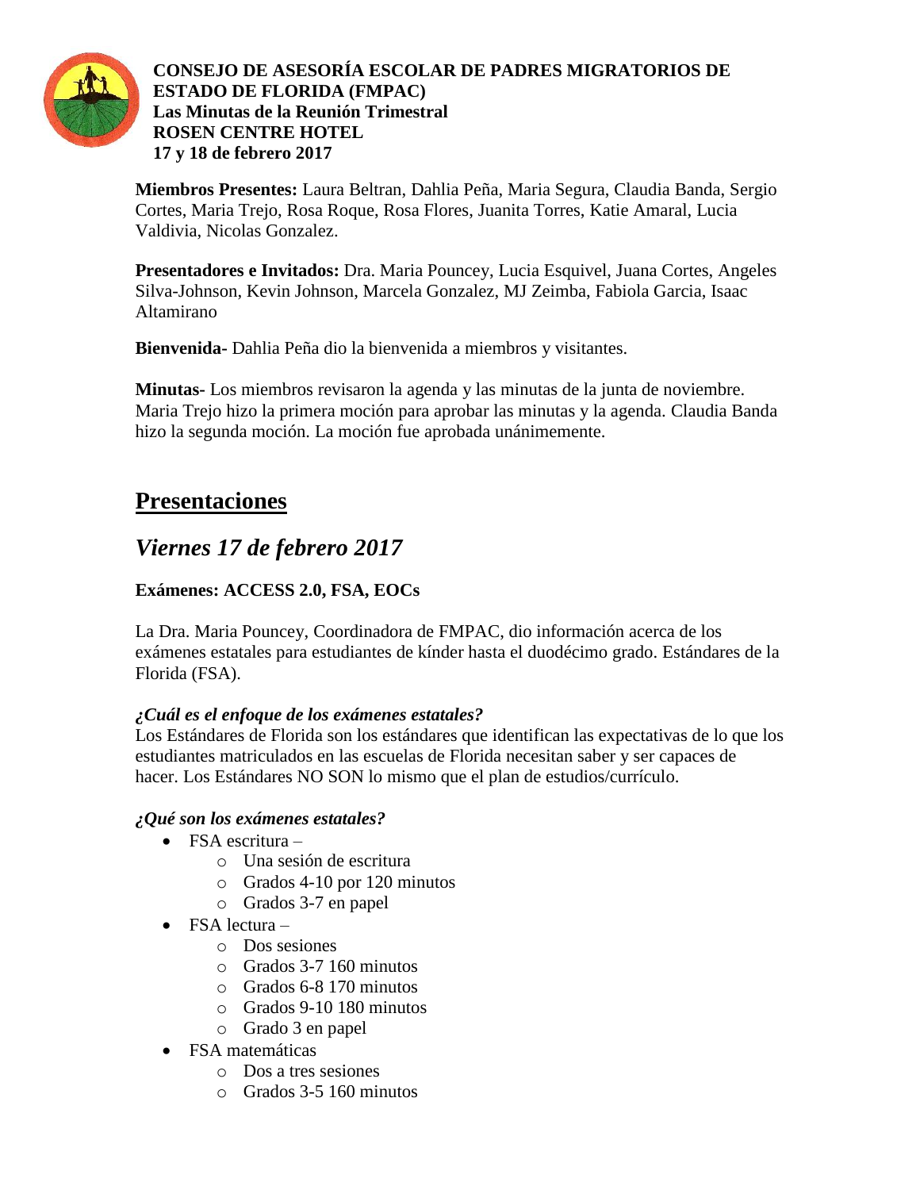**CONSEJO DE ASESORÍA ESCOLAR DE PADRES MIGRATORIOS DE ESTADO DE FLORIDA (FMPAC)**
**Las Minutas de la Reunión Trimestral**
**ROSEN CENTRE HOTEL**
**17 y 18 de febrero 2017**

**Miembros Presentes:** Laura Beltran, Dahlia Peña, Maria Segura, Claudia Banda, Sergio Cortes, Maria Trejo, Rosa Roque, Rosa Flores, Juanita Torres, Katie Amaral, Lucia Valdivia, Nicolas Gonzalez.

**Presentadores e Invitados:** Dra. Maria Pouncey, Lucia Esquivel, Juana Cortes, Angeles Silva-Johnson, Kevin Johnson, Marcela Gonzalez, MJ Zeimba, Fabiola Garcia, Isaac Altamirano

**Bienvenida-** Dahlia Peña dio la bienvenida a miembros y visitantes.

**Minutas-** Los miembros revisaron la agenda y las minutas de la junta de noviembre. Maria Trejo hizo la primera moción para aprobar las minutas y la agenda. Claudia Banda hizo la segunda moción. La moción fue aprobada unánimemente.

## Presentaciones

## *Viernes 17 de febrero 2017*

### Exámenes: ACCESS 2.0, FSA, EOCs

La Dra. Maria Pouncey, Coordinadora de FMPAC, dio información acerca de los exámenes estatales para estudiantes de kínder hasta el duodécimo grado. Estándares de la Florida (FSA).

***¿Cuál es el enfoque de los exámenes estatales?***
Los Estándares de Florida son los estándares que identifican las expectativas de lo que los estudiantes matriculados en las escuelas de Florida necesitan saber y ser capaces de hacer. Los Estándares NO SON lo mismo que el plan de estudios/currículo.

***¿Qué son los exámenes estatales?***

- FSA escritura –
  - Una sesión de escritura
  - Grados 4-10 por 120 minutos
  - Grados 3-7 en papel
- FSA lectura –
  - Dos sesiones
  - Grados 3-7 160 minutos
  - Grados 6-8 170 minutos
  - Grados 9-10 180 minutos
  - Grado 3 en papel
- FSA matemáticas
  - Dos a tres sesiones
  - Grados 3-5 160 minutos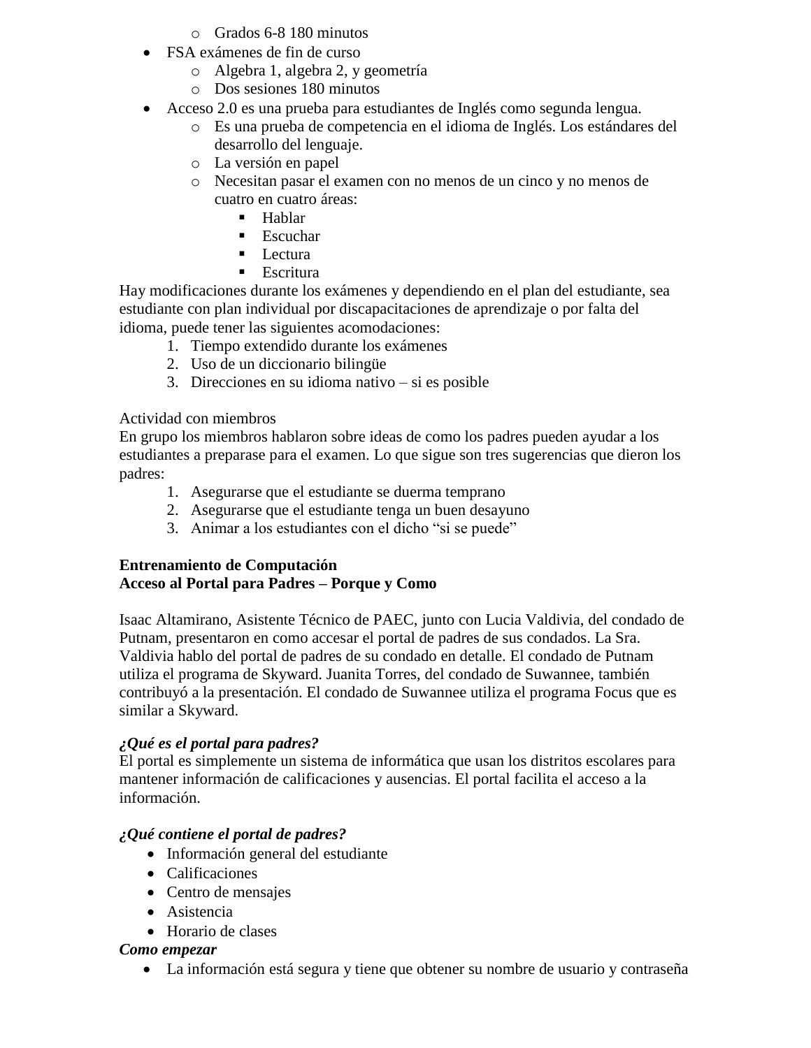- Grados 6-8 180 minutos
- FSA exámenes de fin de curso
    - Algebra 1, algebra 2, y geometría
    - Dos sesiones 180 minutos
- Acceso 2.0 es una prueba para estudiantes de Inglés como segunda lengua.
    - Es una prueba de competencia en el idioma de Inglés. Los estándares del desarrollo del lenguaje.
    - La versión en papel
    - Necesitan pasar el examen con no menos de un cinco y no menos de cuatro en cuatro áreas:
        - Hablar
        - Escuchar
        - Lectura
        - Escritura

Hay modificaciones durante los exámenes y dependiendo en el plan del estudiante, sea estudiante con plan individual por discapacitaciones de aprendizaje o por falta del idioma, puede tener las siguientes acomodaciones:

1. Tiempo extendido durante los exámenes
2. Uso de un diccionario bilingüe
3. Direcciones en su idioma nativo – si es posible

Actividad con miembros

En grupo los miembros hablaron sobre ideas de como los padres pueden ayudar a los estudiantes a preparase para el examen. Lo que sigue son tres sugerencias que dieron los padres:

1. Asegurarse que el estudiante se duerma temprano
2. Asegurarse que el estudiante tenga un buen desayuno
3. Animar a los estudiantes con el dicho "si se puede"

**Entrenamiento de Computación**
**Acceso al Portal para Padres – Porque y Como**

Isaac Altamirano, Asistente Técnico de PAEC, junto con Lucia Valdivia, del condado de Putnam, presentaron en como accesar el portal de padres de sus condados. La Sra. Valdivia hablo del portal de padres de su condado en detalle. El condado de Putnam utiliza el programa de Skyward. Juanita Torres, del condado de Suwannee, también contribuyó a la presentación. El condado de Suwannee utiliza el programa Focus que es similar a Skyward.

***¿Qué es el portal para padres?***

El portal es simplemente un sistema de informática que usan los distritos escolares para mantener información de calificaciones y ausencias. El portal facilita el acceso a la información.

***¿Qué contiene el portal de padres?***

- Información general del estudiante
- Calificaciones
- Centro de mensajes
- Asistencia
- Horario de clases

***Como empezar***

- La información está segura y tiene que obtener su nombre de usuario y contraseña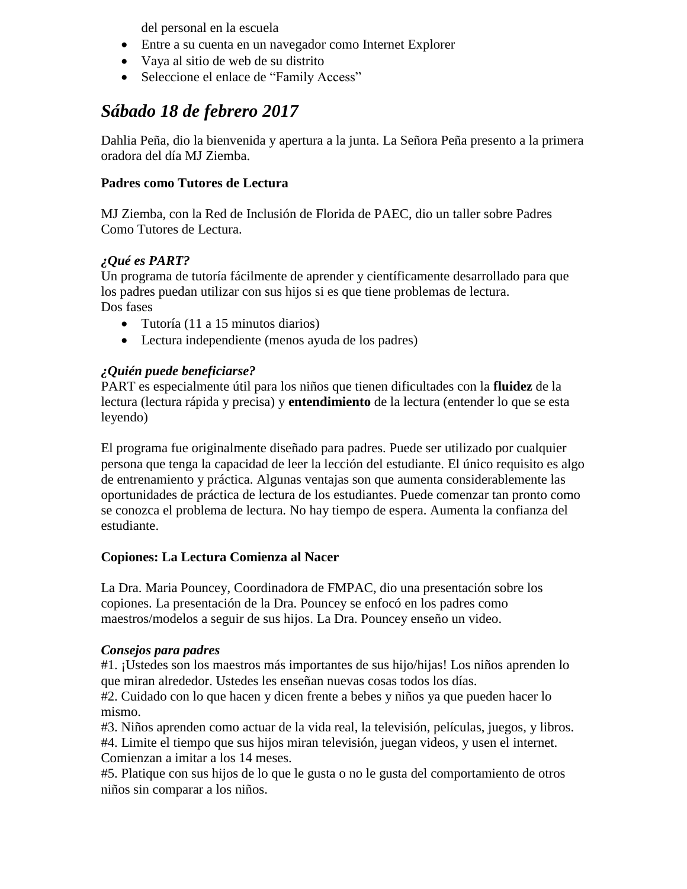del personal en la escuela

- Entre a su cuenta en un navegador como Internet Explorer
- Vaya al sitio de web de su distrito
- Seleccione el enlace de "Family Access"

## *Sábado 18 de febrero 2017*

Dahlia Peña, dio la bienvenida y apertura a la junta. La Señora Peña presento a la primera oradora del día MJ Ziemba.

**Padres como Tutores de Lectura**

MJ Ziemba, con la Red de Inclusión de Florida de PAEC, dio un taller sobre Padres Como Tutores de Lectura.

***¿Qué es PART?***

Un programa de tutoría fácilmente de aprender y científicamente desarrollado para que los padres puedan utilizar con sus hijos si es que tiene problemas de lectura.

Dos fases

- Tutoría (11 a 15 minutos diarios)
- Lectura independiente (menos ayuda de los padres)

***¿Quién puede beneficiarse?***

PART es especialmente útil para los niños que tienen dificultades con la **fluidez** de la lectura (lectura rápida y precisa) y **entendimiento** de la lectura (entender lo que se esta leyendo)

El programa fue originalmente diseñado para padres. Puede ser utilizado por cualquier persona que tenga la capacidad de leer la lección del estudiante. El único requisito es algo de entrenamiento y práctica. Algunas ventajas son que aumenta considerablemente las oportunidades de práctica de lectura de los estudiantes. Puede comenzar tan pronto como se conozca el problema de lectura. No hay tiempo de espera. Aumenta la confianza del estudiante.

**Copiones: La Lectura Comienza al Nacer**

La Dra. Maria Pouncey, Coordinadora de FMPAC, dio una presentación sobre los copiones. La presentación de la Dra. Pouncey se enfocó en los padres como maestros/modelos a seguir de sus hijos. La Dra. Pouncey enseño un video.

***Consejos para padres***

#1. ¡Ustedes son los maestros más importantes de sus hijo/hijas! Los niños aprenden lo que miran alrededor. Ustedes les enseñan nuevas cosas todos los días.
#2. Cuidado con lo que hacen y dicen frente a bebes y niños ya que pueden hacer lo mismo.
#3. Niños aprenden como actuar de la vida real, la televisión, películas, juegos, y libros.
#4. Limite el tiempo que sus hijos miran televisión, juegan videos, y usen el internet. Comienzan a imitar a los 14 meses.
#5. Platique con sus hijos de lo que le gusta o no le gusta del comportamiento de otros niños sin comparar a los niños.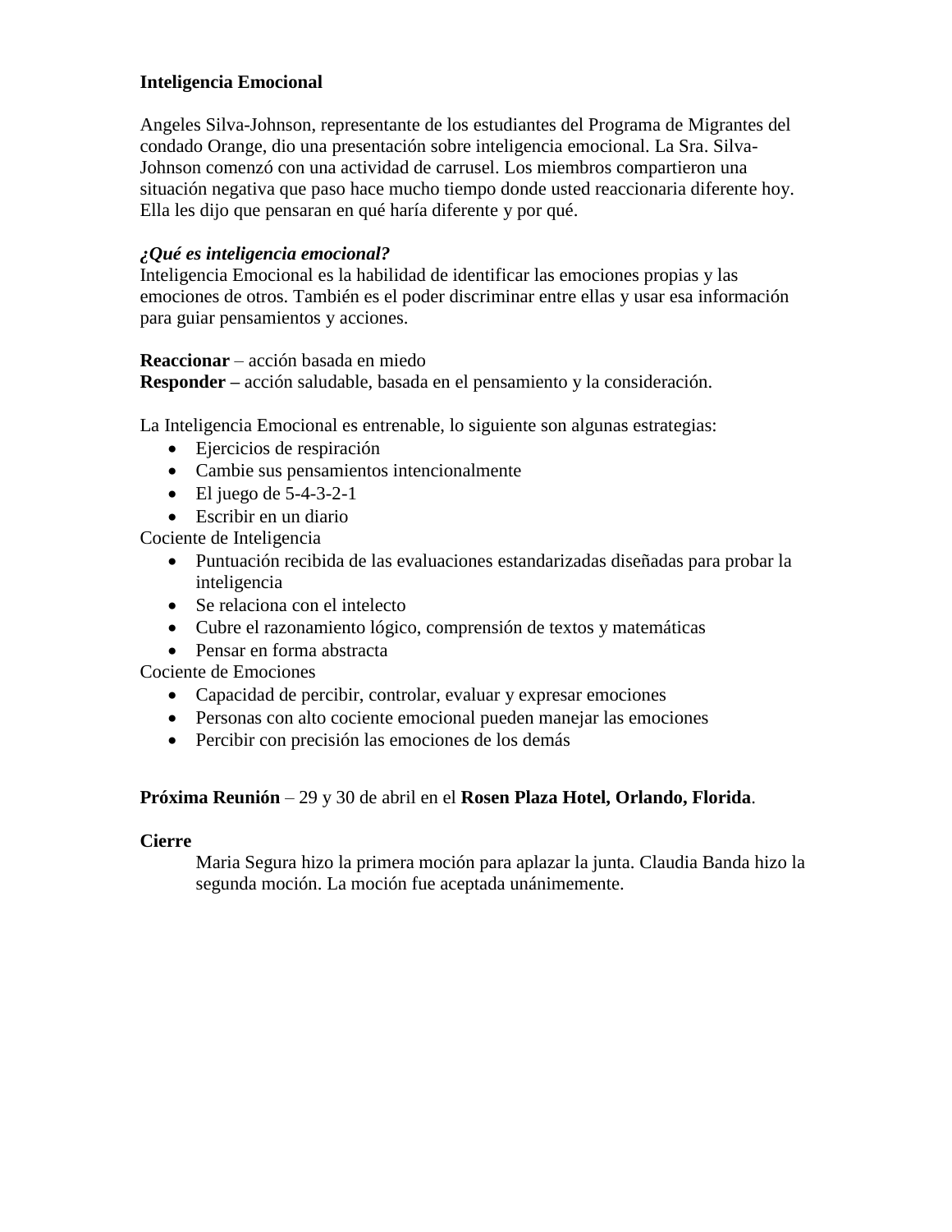**Inteligencia Emocional**

Angeles Silva-Johnson, representante de los estudiantes del Programa de Migrantes del condado Orange, dio una presentación sobre inteligencia emocional. La Sra. Silva-Johnson comenzó con una actividad de carrusel. Los miembros compartieron una situación negativa que paso hace mucho tiempo donde usted reaccionaria diferente hoy. Ella les dijo que pensaran en qué haría diferente y por qué.

***¿Qué es inteligencia emocional?***

Inteligencia Emocional es la habilidad de identificar las emociones propias y las emociones de otros. También es el poder discriminar entre ellas y usar esa información para guiar pensamientos y acciones.

**Reaccionar** – acción basada en miedo
**Responder –** acción saludable, basada en el pensamiento y la consideración.

La Inteligencia Emocional es entrenable, lo siguiente son algunas estrategias:

- Ejercicios de respiración
- Cambie sus pensamientos intencionalmente
- El juego de 5-4-3-2-1
- Escribir en un diario

Cociente de Inteligencia

- Puntuación recibida de las evaluaciones estandarizadas diseñadas para probar la inteligencia
- Se relaciona con el intelecto
- Cubre el razonamiento lógico, comprensión de textos y matemáticas
- Pensar en forma abstracta

Cociente de Emociones

- Capacidad de percibir, controlar, evaluar y expresar emociones
- Personas con alto cociente emocional pueden manejar las emociones
- Percibir con precisión las emociones de los demás

**Próxima Reunión** – 29 y 30 de abril en el **Rosen Plaza Hotel, Orlando, Florida**.

**Cierre**

Maria Segura hizo la primera moción para aplazar la junta. Claudia Banda hizo la segunda moción. La moción fue aceptada unánimemente.